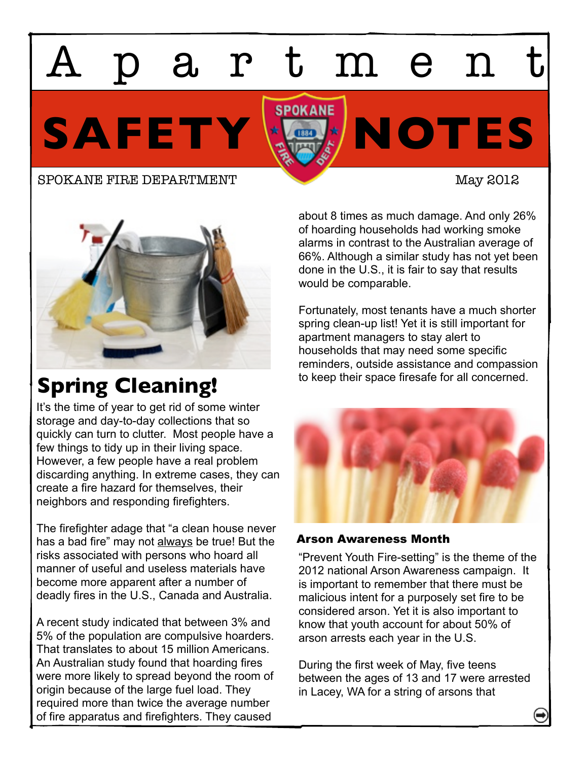# Apartment SAFETY NOTES

SPOKANE FIRE DEPARTMENT

May 2012

## Spring Cleaning!

It's the time of year to get rid of some winter storage and day-to-day collections that so quickly can turn to clutter. Most people have a few things to tidy up in their living space. However, a few people have a real problem discarding anything. In extreme cases, they can create a fire hazard for themselves, their neighbors and responding firefighters.

The firefighter adage that "a clean house never has a bad fire" may not always be true! But the risks associated with persons who hoard all manner of useful and useless materials have become more apparent after a number of deadly fires in the U.S., Canada and Australia.

A recent study indicated that between 3% and 5% of the population are compulsive hoarders. That translates to about 15 million Americans. An Australian study found that hoarding fires were more likely to spread beyond the room of origin because of the large fuel load. They required more than twice the average number of fire apparatus and firefighters. They caused about 8 times as much damage. And only 26% of hoarding households had working smoke alarms in contrast to the Australian average of 66%. Although a similar study has not yet been done in the U.S., it is fair to say that results would be comparable.

Fortunately, most tenants have a much shorter spring clean-up list! Yet it is still important for apartment managers to stay alert to households that may need some specific reminders, outside assistance and compassion to keep their space firesafe for all concerned.

### Arson Awareness Month

"Prevent Youth Fire-setting" is the theme of the 2012 national Arson Awareness campaign. It is important to remember that there must be malicious intent for a purposely set fire to be considered arson. Yet it is also important to know that youth account for about 50% of arson arrests each year in the U.S.

During the first week of May, five teens between the ages of 13 and 17 were arrested in Lacey, WA for a string of arsons that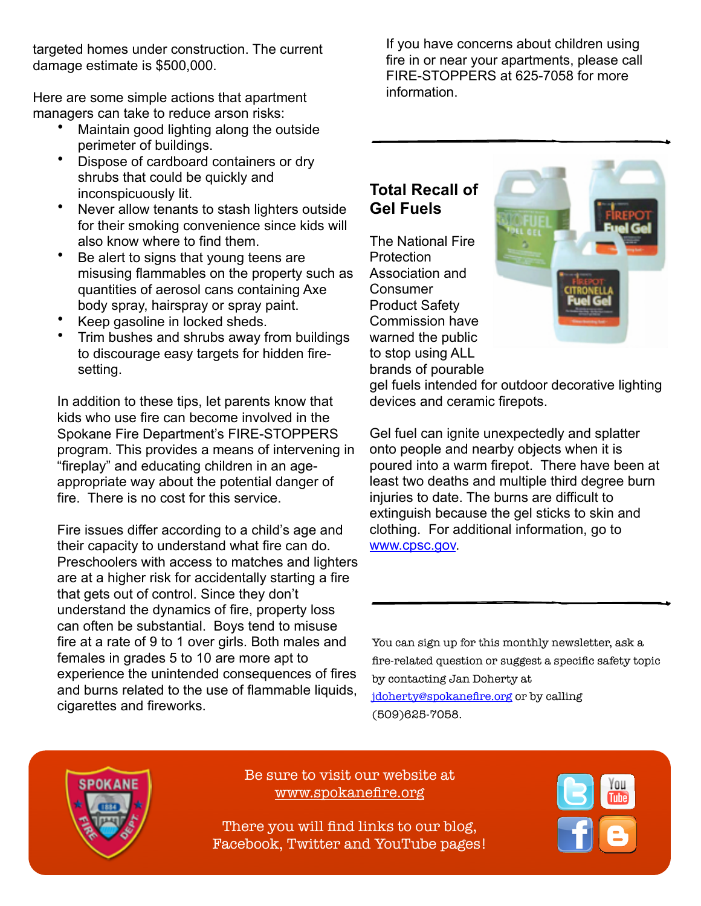targeted homes under construction. The current damage estimate is $500,000.

Here are some simple actions that apartment managers can take to reduce arson risks:

- Maintain good lighting along the outside perimeter of buildings.
- Dispose of cardboard containers or dry shrubs that could be quickly and inconspicuously lit.
- Never allow tenants to stash lighters outside for their smoking convenience since kids will also know where to find them.
- Be alert to signs that young teens are misusing flammables on the property such as quantities of aerosol cans containing Axe body spray, hairspray or spray paint.
- Keep gasoline in locked sheds.
- Trim bushes and shrubs away from buildings to discourage easy targets for hidden fire-setting.

In addition to these tips, let parents know that kids who use fire can become involved in the Spokane Fire Department's FIRE-STOPPERS program. This provides a means of intervening in "fireplay" and educating children in an age-appropriate way about the potential danger of fire. There is no cost for this service.

Fire issues differ according to a child's age and their capacity to understand what fire can do. Preschoolers with access to matches and lighters are at a higher risk for accidentally starting a fire that gets out of control. Since they don't understand the dynamics of fire, property loss can often be substantial. Boys tend to misuse fire at a rate of 9 to 1 over girls. Both males and females in grades 5 to 10 are more apt to experience the unintended consequences of fires and burns related to the use of flammable liquids, cigarettes and fireworks.

If you have concerns about children using fire in or near your apartments, please call FIRE-STOPPERS at 625-7058 for more information.

## Total Recall of Gel Fuels

The National Fire Protection Association and Consumer Product Safety Commission have warned the public to stop using ALL brands of pourable gel fuels intended for outdoor decorative lighting devices and ceramic firepots.

Gel fuel can ignite unexpectedly and splatter onto people and nearby objects when it is poured into a warm firepot. There have been at least two deaths and multiple third degree burn injuries to date. The burns are difficult to extinguish because the gel sticks to skin and clothing. For additional information, go to www.cpsc.gov.

You can sign up for this monthly newsletter, ask a fire-related question or suggest a specific safety topic by contacting Jan Doherty at jdoherty@spokanefire.org or by calling (509)625-7058.

Be sure to visit our website at www.spokanefire.org

There you will find links to our blog, Facebook, Twitter and YouTube pages!